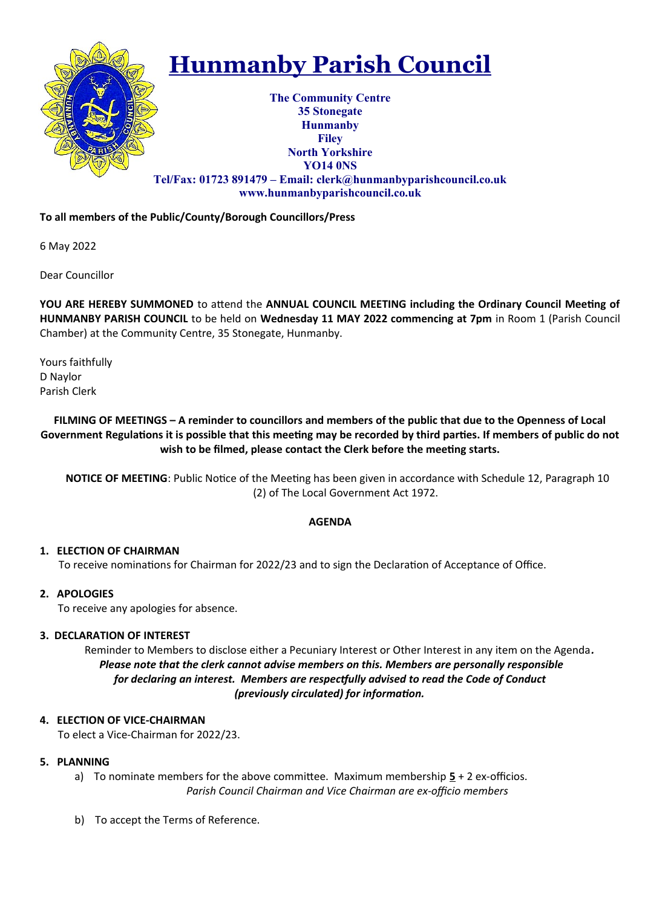# Hunmanby Parish Council

**The Community Centre**
**35 Stonegate**
**Hunmanby**
**Filey**
**North Yorkshire**
**YO14 0NS**
**Tel/Fax: 01723 891479 – Email: clerk@hunmanbyparishcouncil.co.uk**
**www.hunmanbyparishcouncil.co.uk**

**To all members of the Public/County/Borough Councillors/Press**

6 May 2022

Dear Councillor

**YOU ARE HEREBY SUMMONED** to attend the **ANNUAL COUNCIL MEETING including the Ordinary Council Meeting of HUNMANBY PARISH COUNCIL** to be held on **Wednesday 11 MAY 2022 commencing at 7pm** in Room 1 (Parish Council Chamber) at the Community Centre, 35 Stonegate, Hunmanby.

Yours faithfully
D Naylor
Parish Clerk

**FILMING OF MEETINGS – A reminder to councillors and members of the public that due to the Openness of Local Government Regulations it is possible that this meeting may be recorded by third parties. If members of public do not wish to be filmed, please contact the Clerk before the meeting starts.**

**NOTICE OF MEETING**: Public Notice of the Meeting has been given in accordance with Schedule 12, Paragraph 10 (2) of The Local Government Act 1972.

**AGENDA**

1. **ELECTION OF CHAIRMAN**
   To receive nominations for Chairman for 2022/23 and to sign the Declaration of Acceptance of Office.

2. **APOLOGIES**
   To receive any apologies for absence.

3. **DECLARATION OF INTEREST**
   Reminder to Members to disclose either a Pecuniary Interest or Other Interest in any item on the Agenda.
   ***Please note that the clerk cannot advise members on this. Members are personally responsible for declaring an interest. Members are respectfully advised to read the Code of Conduct (previously circulated) for information.***

4. **ELECTION OF VICE-CHAIRMAN**
   To elect a Vice-Chairman for 2022/23.

5. **PLANNING**
   a) To nominate members for the above committee. Maximum membership **5** + 2 ex-officios.
      *Parish Council Chairman and Vice Chairman are ex-officio members*

   b) To accept the Terms of Reference.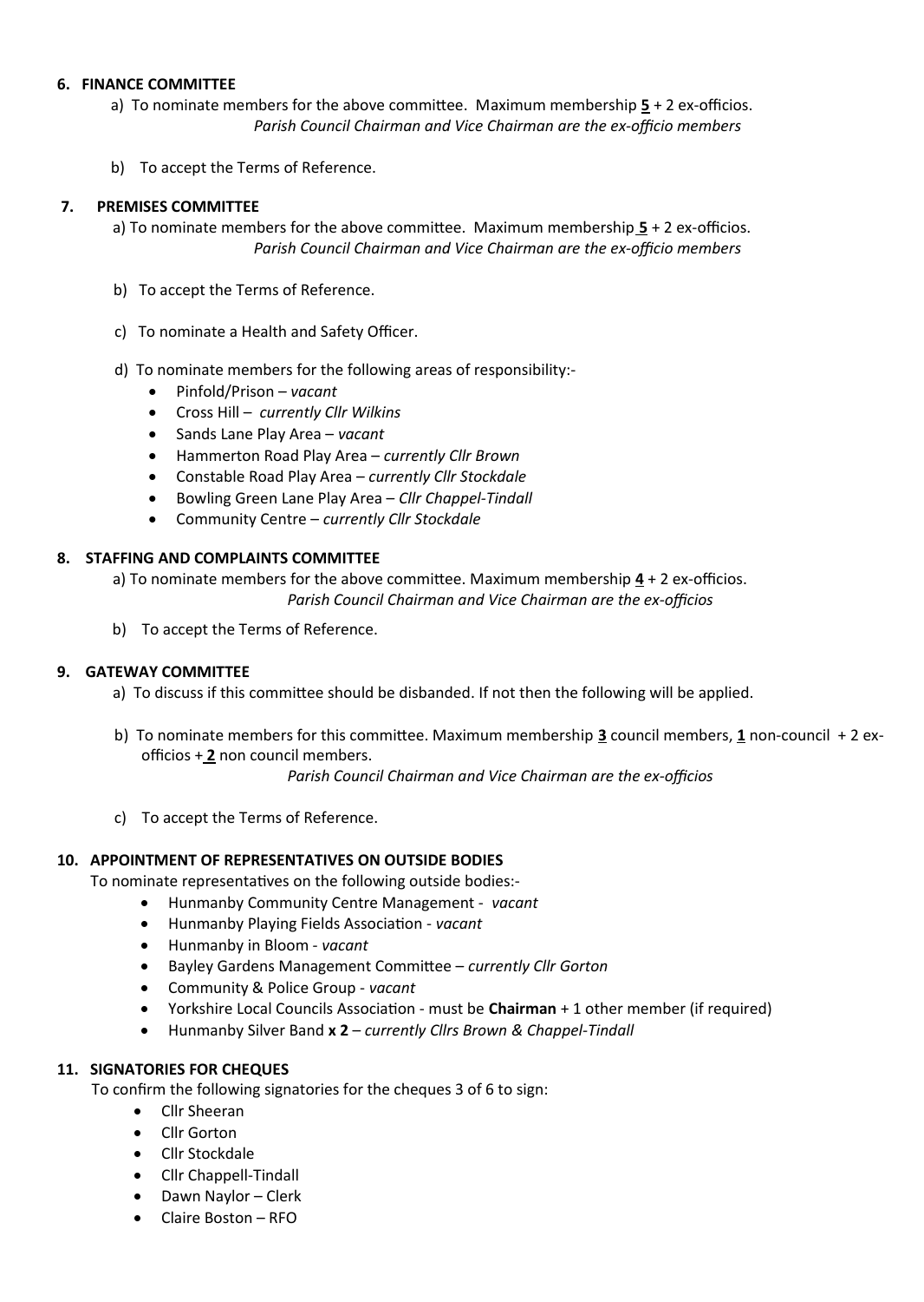## 6. FINANCE COMMITTEE

a) To nominate members for the above committee. Maximum membership **5** + 2 ex-officios.
*Parish Council Chairman and Vice Chairman are the ex-officio members*

b) To accept the Terms of Reference.

## 7. PREMISES COMMITTEE

a) To nominate members for the above committee. Maximum membership **5** + 2 ex-officios.
*Parish Council Chairman and Vice Chairman are the ex-officio members*

b) To accept the Terms of Reference.

c) To nominate a Health and Safety Officer.

d) To nominate members for the following areas of responsibility:-

- Pinfold/Prison – *vacant*
- Cross Hill – *currently Cllr Wilkins*
- Sands Lane Play Area – *vacant*
- Hammerton Road Play Area – *currently Cllr Brown*
- Constable Road Play Area – *currently Cllr Stockdale*
- Bowling Green Lane Play Area – *Cllr Chappel-Tindall*
- Community Centre – *currently Cllr Stockdale*

## 8. STAFFING AND COMPLAINTS COMMITTEE

a) To nominate members for the above committee. Maximum membership **4** + 2 ex-officios.
*Parish Council Chairman and Vice Chairman are the ex-officios*

b) To accept the Terms of Reference.

## 9. GATEWAY COMMITTEE

a) To discuss if this committee should be disbanded. If not then the following will be applied.

b) To nominate members for this committee. Maximum membership **3** council members, **1** non-council + 2 ex-officios + **2** non council members.
*Parish Council Chairman and Vice Chairman are the ex-officios*

c) To accept the Terms of Reference.

## 10. APPOINTMENT OF REPRESENTATIVES ON OUTSIDE BODIES

To nominate representatives on the following outside bodies:-

- Hunmanby Community Centre Management - *vacant*
- Hunmanby Playing Fields Association - *vacant*
- Hunmanby in Bloom - *vacant*
- Bayley Gardens Management Committee – *currently Cllr Gorton*
- Community & Police Group - *vacant*
- Yorkshire Local Councils Association - must be **Chairman** + 1 other member (if required)
- Hunmanby Silver Band **x 2** – *currently Cllrs Brown & Chappel-Tindall*

## 11. SIGNATORIES FOR CHEQUES

To confirm the following signatories for the cheques 3 of 6 to sign:

- Cllr Sheeran
- Cllr Gorton
- Cllr Stockdale
- Cllr Chappell-Tindall
- Dawn Naylor – Clerk
- Claire Boston – RFO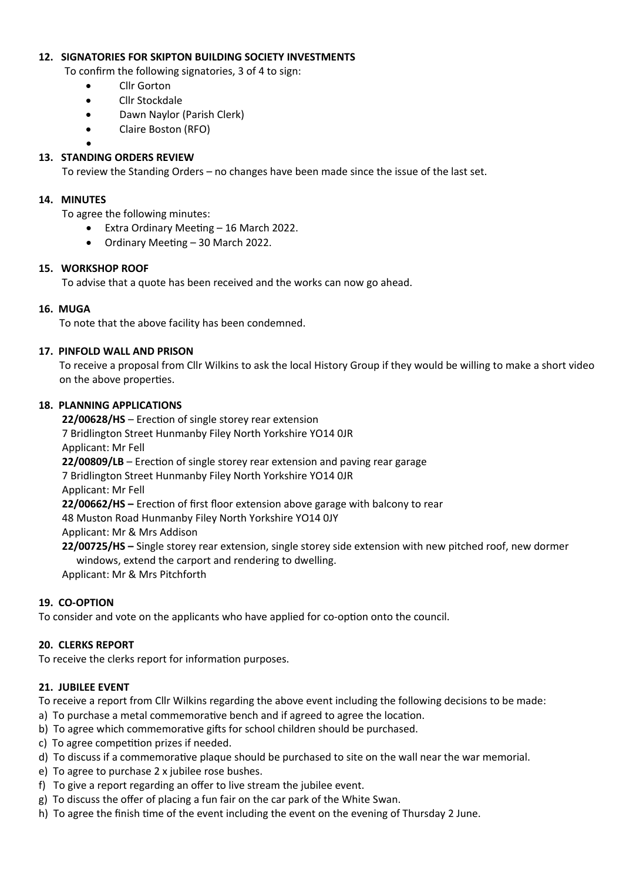**12. SIGNATORIES FOR SKIPTON BUILDING SOCIETY INVESTMENTS**

To confirm the following signatories, 3 of 4 to sign:

- Cllr Gorton
- Cllr Stockdale
- Dawn Naylor (Parish Clerk)
- Claire Boston (RFO)

**13. STANDING ORDERS REVIEW**

To review the Standing Orders – no changes have been made since the issue of the last set.

**14. MINUTES**

To agree the following minutes:

- Extra Ordinary Meeting – 16 March 2022.
- Ordinary Meeting – 30 March 2022.

**15. WORKSHOP ROOF**

To advise that a quote has been received and the works can now go ahead.

**16. MUGA**

To note that the above facility has been condemned.

**17. PINFOLD WALL AND PRISON**

To receive a proposal from Cllr Wilkins to ask the local History Group if they would be willing to make a short video on the above properties.

**18. PLANNING APPLICATIONS**

**22/00628/HS** – Erection of single storey rear extension
7 Bridlington Street Hunmanby Filey North Yorkshire YO14 0JR
Applicant: Mr Fell

**22/00809/LB** – Erection of single storey rear extension and paving rear garage
7 Bridlington Street Hunmanby Filey North Yorkshire YO14 0JR
Applicant: Mr Fell

**22/00662/HS –** Erection of first floor extension above garage with balcony to rear
48 Muston Road Hunmanby Filey North Yorkshire YO14 0JY
Applicant: Mr & Mrs Addison

**22/00725/HS –** Single storey rear extension, single storey side extension with new pitched roof, new dormer windows, extend the carport and rendering to dwelling.
Applicant: Mr & Mrs Pitchforth

**19. CO-OPTION**

To consider and vote on the applicants who have applied for co-option onto the council.

**20. CLERKS REPORT**

To receive the clerks report for information purposes.

**21. JUBILEE EVENT**

To receive a report from Cllr Wilkins regarding the above event including the following decisions to be made:

a) To purchase a metal commemorative bench and if agreed to agree the location.
b) To agree which commemorative gifts for school children should be purchased.
c) To agree competition prizes if needed.
d) To discuss if a commemorative plaque should be purchased to site on the wall near the war memorial.
e) To agree to purchase 2 x jubilee rose bushes.
f) To give a report regarding an offer to live stream the jubilee event.
g) To discuss the offer of placing a fun fair on the car park of the White Swan.
h) To agree the finish time of the event including the event on the evening of Thursday 2 June.